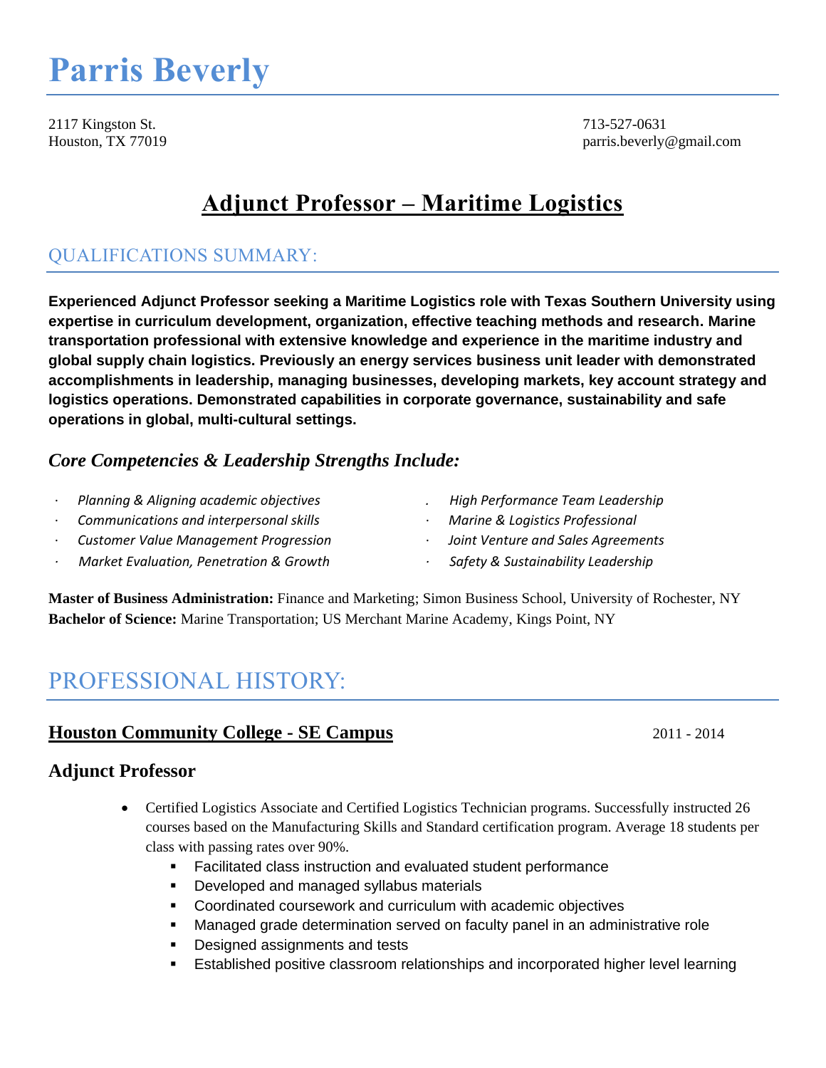# Parris Beverly

2117 Kingston St.
Houston, TX 77019

713-527-0631
parris.beverly@gmail.com

## Adjunct Professor – Maritime Logistics

## QUALIFICATIONS SUMMARY:

**Experienced Adjunct Professor seeking a Maritime Logistics role with Texas Southern University using expertise in curriculum development, organization, effective teaching methods and research. Marine transportation professional with extensive knowledge and experience in the maritime industry and global supply chain logistics. Previously an energy services business unit leader with demonstrated accomplishments in leadership, managing businesses, developing markets, key account strategy and logistics operations. Demonstrated capabilities in corporate governance, sustainability and safe operations in global, multi-cultural settings.**

### *Core Competencies & Leadership Strengths Include:*

- *Planning & Aligning academic objectives*
- *Communications and interpersonal skills*
- *Customer Value Management Progression*
- *Market Evaluation, Penetration & Growth*
- *High Performance Team Leadership*
- *Marine & Logistics Professional*
- *Joint Venture and Sales Agreements*
- *Safety & Sustainability Leadership*

**Master of Business Administration:** Finance and Marketing; Simon Business School, University of Rochester, NY
**Bachelor of Science:** Marine Transportation; US Merchant Marine Academy, Kings Point, NY

## PROFESSIONAL HISTORY:

### Houston Community College - SE Campus 2011 - 2014

### Adjunct Professor

- Certified Logistics Associate and Certified Logistics Technician programs. Successfully instructed 26 courses based on the Manufacturing Skills and Standard certification program. Average 18 students per class with passing rates over 90%.
  - Facilitated class instruction and evaluated student performance
  - Developed and managed syllabus materials
  - Coordinated coursework and curriculum with academic objectives
  - Managed grade determination served on faculty panel in an administrative role
  - Designed assignments and tests
  - Established positive classroom relationships and incorporated higher level learning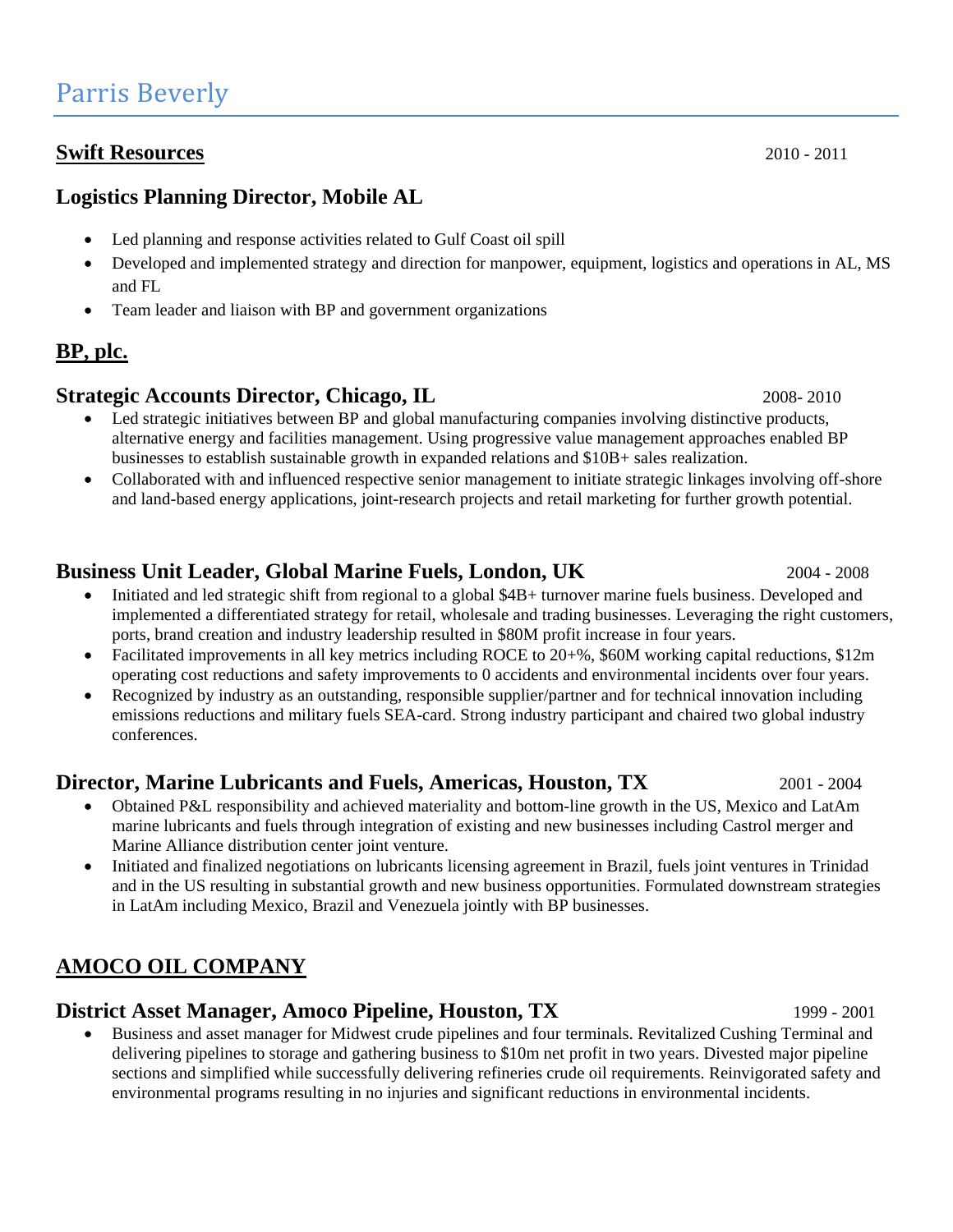# Parris Beverly

## Swift Resources

2010 - 2011

### Logistics Planning Director, Mobile AL

- Led planning and response activities related to Gulf Coast oil spill
- Developed and implemented strategy and direction for manpower, equipment, logistics and operations in AL, MS and FL
- Team leader and liaison with BP and government organizations

## BP, plc.

### Strategic Accounts Director, Chicago, IL

2008- 2010

- Led strategic initiatives between BP and global manufacturing companies involving distinctive products, alternative energy and facilities management. Using progressive value management approaches enabled BP businesses to establish sustainable growth in expanded relations and $10B+ sales realization.
- Collaborated with and influenced respective senior management to initiate strategic linkages involving off-shore and land-based energy applications, joint-research projects and retail marketing for further growth potential.

### Business Unit Leader, Global Marine Fuels, London, UK

2004 - 2008

- Initiated and led strategic shift from regional to a global $4B+ turnover marine fuels business. Developed and implemented a differentiated strategy for retail, wholesale and trading businesses. Leveraging the right customers, ports, brand creation and industry leadership resulted in $80M profit increase in four years.
- Facilitated improvements in all key metrics including ROCE to 20+%, $60M working capital reductions, $12m operating cost reductions and safety improvements to 0 accidents and environmental incidents over four years.
- Recognized by industry as an outstanding, responsible supplier/partner and for technical innovation including emissions reductions and military fuels SEA-card. Strong industry participant and chaired two global industry conferences.

### Director, Marine Lubricants and Fuels, Americas, Houston, TX

2001 - 2004

- Obtained P&L responsibility and achieved materiality and bottom-line growth in the US, Mexico and LatAm marine lubricants and fuels through integration of existing and new businesses including Castrol merger and Marine Alliance distribution center joint venture.
- Initiated and finalized negotiations on lubricants licensing agreement in Brazil, fuels joint ventures in Trinidad and in the US resulting in substantial growth and new business opportunities. Formulated downstream strategies in LatAm including Mexico, Brazil and Venezuela jointly with BP businesses.

## AMOCO OIL COMPANY

### District Asset Manager, Amoco Pipeline, Houston, TX

1999 - 2001

- Business and asset manager for Midwest crude pipelines and four terminals. Revitalized Cushing Terminal and delivering pipelines to storage and gathering business to $10m net profit in two years. Divested major pipeline sections and simplified while successfully delivering refineries crude oil requirements. Reinvigorated safety and environmental programs resulting in no injuries and significant reductions in environmental incidents.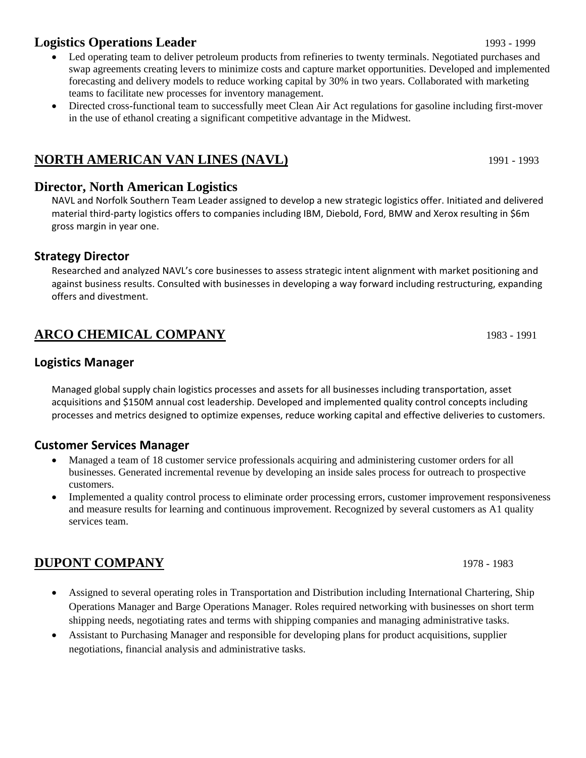### Logistics Operations Leader 1993 - 1999

- Led operating team to deliver petroleum products from refineries to twenty terminals. Negotiated purchases and swap agreements creating levers to minimize costs and capture market opportunities. Developed and implemented forecasting and delivery models to reduce working capital by 30% in two years. Collaborated with marketing teams to facilitate new processes for inventory management.
- Directed cross-functional team to successfully meet Clean Air Act regulations for gasoline including first-mover in the use of ethanol creating a significant competitive advantage in the Midwest.

## NORTH AMERICAN VAN LINES (NAVL) 1991 - 1993

### Director, North American Logistics

NAVL and Norfolk Southern Team Leader assigned to develop a new strategic logistics offer. Initiated and delivered material third-party logistics offers to companies including IBM, Diebold, Ford, BMW and Xerox resulting in $6m gross margin in year one.

### Strategy Director

Researched and analyzed NAVL's core businesses to assess strategic intent alignment with market positioning and against business results. Consulted with businesses in developing a way forward including restructuring, expanding offers and divestment.

## ARCO CHEMICAL COMPANY 1983 - 1991

### Logistics Manager

Managed global supply chain logistics processes and assets for all businesses including transportation, asset acquisitions and $150M annual cost leadership. Developed and implemented quality control concepts including processes and metrics designed to optimize expenses, reduce working capital and effective deliveries to customers.

### Customer Services Manager

- Managed a team of 18 customer service professionals acquiring and administering customer orders for all businesses. Generated incremental revenue by developing an inside sales process for outreach to prospective customers.
- Implemented a quality control process to eliminate order processing errors, customer improvement responsiveness and measure results for learning and continuous improvement. Recognized by several customers as A1 quality services team.

## DUPONT COMPANY 1978 - 1983

- Assigned to several operating roles in Transportation and Distribution including International Chartering, Ship Operations Manager and Barge Operations Manager. Roles required networking with businesses on short term shipping needs, negotiating rates and terms with shipping companies and managing administrative tasks.
- Assistant to Purchasing Manager and responsible for developing plans for product acquisitions, supplier negotiations, financial analysis and administrative tasks.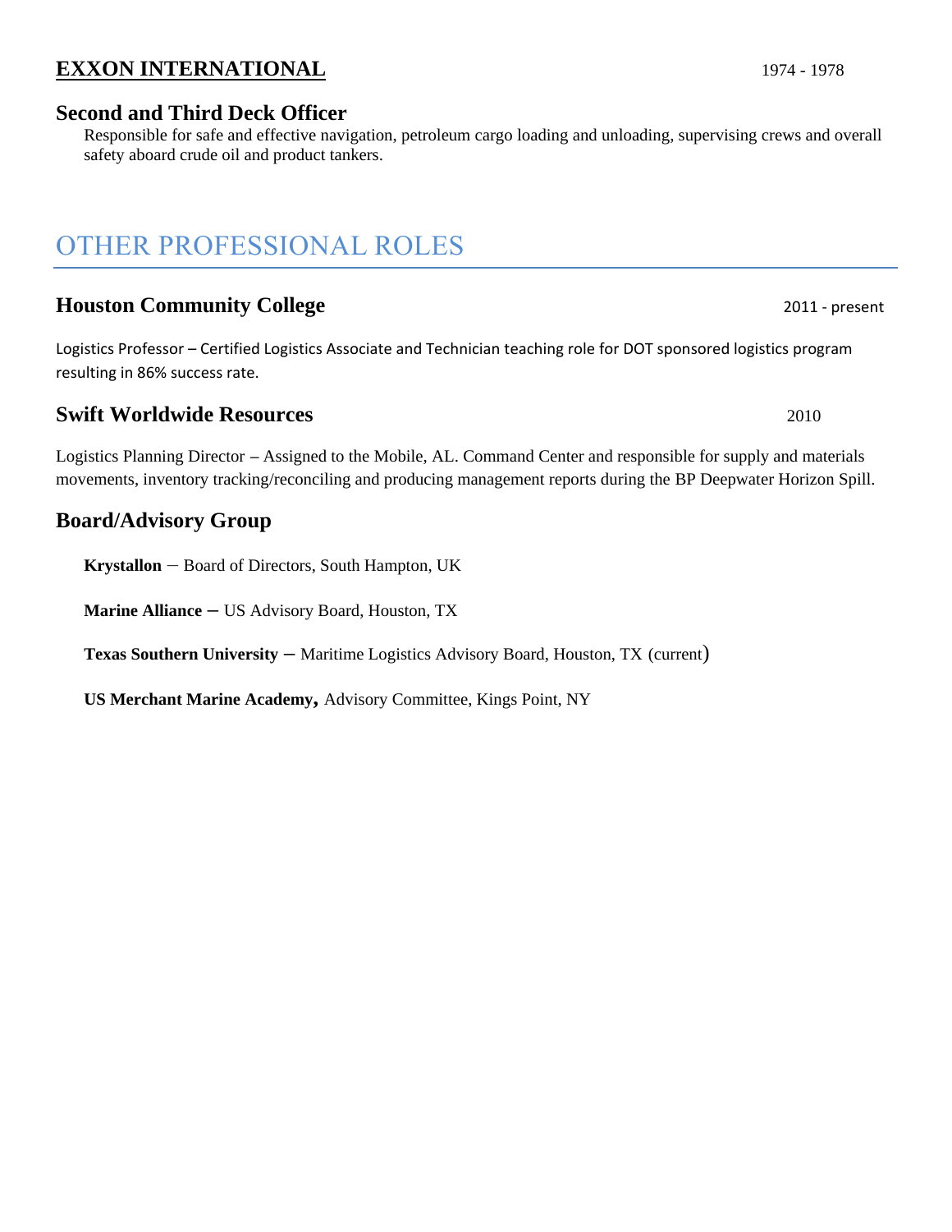**EXXON INTERNATIONAL** 1974 - 1978

### Second and Third Deck Officer

Responsible for safe and effective navigation, petroleum cargo loading and unloading, supervising crews and overall safety aboard crude oil and product tankers.

## OTHER PROFESSIONAL ROLES

### Houston Community College 2011 - present

Logistics Professor – Certified Logistics Associate and Technician teaching role for DOT sponsored logistics program resulting in 86% success rate.

### Swift Worldwide Resources 2010

Logistics Planning Director – Assigned to the Mobile, AL. Command Center and responsible for supply and materials movements, inventory tracking/reconciling and producing management reports during the BP Deepwater Horizon Spill.

### Board/Advisory Group

**Krystallon** – Board of Directors, South Hampton, UK

**Marine Alliance** – US Advisory Board, Houston, TX

**Texas Southern University** – Maritime Logistics Advisory Board, Houston, TX (current)

**US Merchant Marine Academy,** Advisory Committee, Kings Point, NY